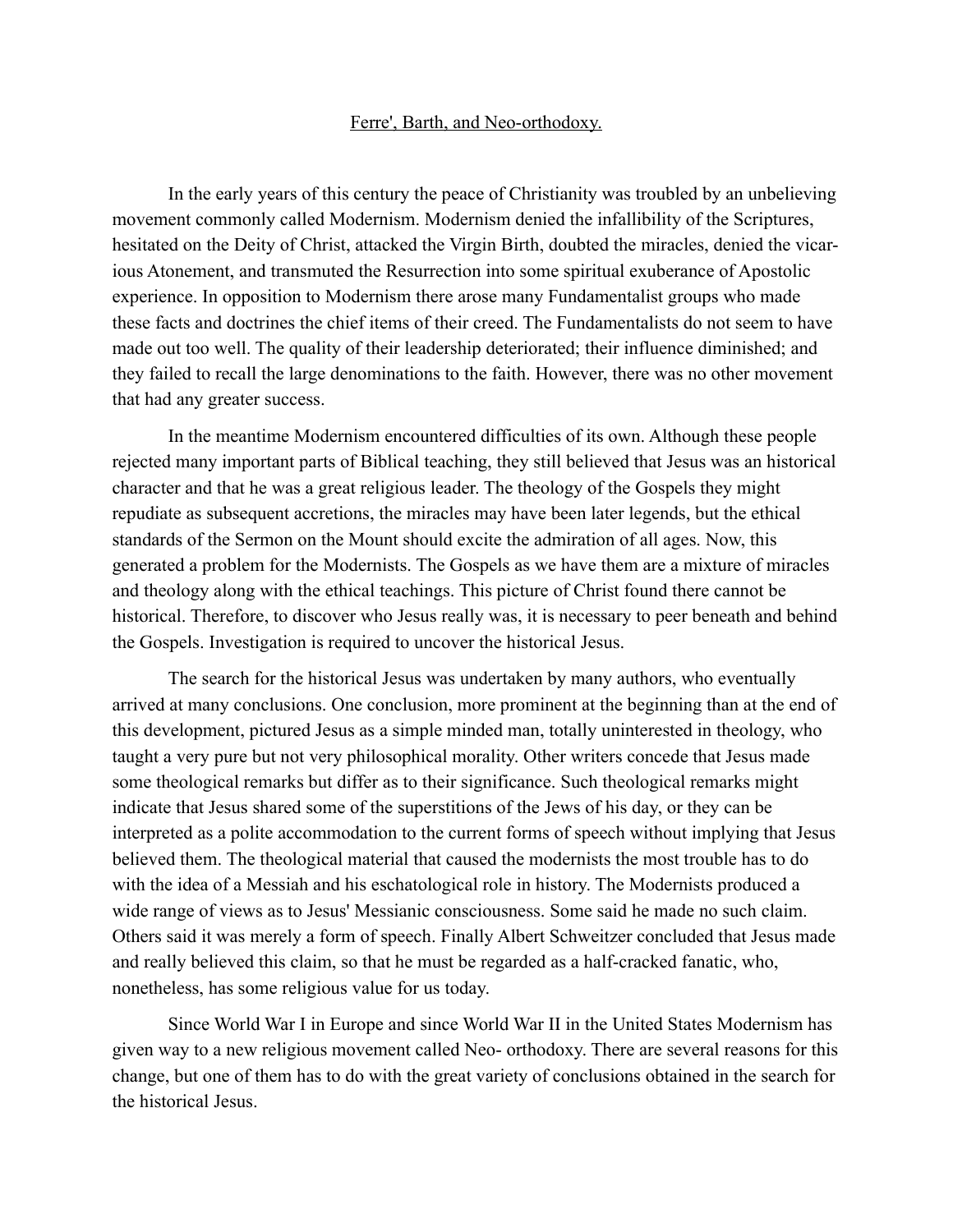# Ferre', Barth, and Neo-orthodoxy.

In the early years of this century the peace of Christianity was troubled by an unbelieving movement commonly called Modernism. Modernism denied the infallibility of the Scriptures, hesitated on the Deity of Christ, attacked the Virgin Birth, doubted the miracles, denied the vicarious Atonement, and transmuted the Resurrection into some spiritual exuberance of Apostolic experience. In opposition to Modernism there arose many Fundamentalist groups who made these facts and doctrines the chief items of their creed. The Fundamentalists do not seem to have made out too well. The quality of their leadership deteriorated; their influence diminished; and they failed to recall the large denominations to the faith. However, there was no other movement that had any greater success.

In the meantime Modernism encountered difficulties of its own. Although these people rejected many important parts of Biblical teaching, they still believed that Jesus was an historical character and that he was a great religious leader. The theology of the Gospels they might repudiate as subsequent accretions, the miracles may have been later legends, but the ethical standards of the Sermon on the Mount should excite the admiration of all ages. Now, this generated a problem for the Modernists. The Gospels as we have them are a mixture of miracles and theology along with the ethical teachings. This picture of Christ found there cannot be historical. Therefore, to discover who Jesus really was, it is necessary to peer beneath and behind the Gospels. Investigation is required to uncover the historical Jesus.

The search for the historical Jesus was undertaken by many authors, who eventually arrived at many conclusions. One conclusion, more prominent at the beginning than at the end of this development, pictured Jesus as a simple minded man, totally uninterested in theology, who taught a very pure but not very philosophical morality. Other writers concede that Jesus made some theological remarks but differ as to their significance. Such theological remarks might indicate that Jesus shared some of the superstitions of the Jews of his day, or they can be interpreted as a polite accommodation to the current forms of speech without implying that Jesus believed them. The theological material that caused the modernists the most trouble has to do with the idea of a Messiah and his eschatological role in history. The Modernists produced a wide range of views as to Jesus' Messianic consciousness. Some said he made no such claim. Others said it was merely a form of speech. Finally Albert Schweitzer concluded that Jesus made and really believed this claim, so that he must be regarded as a half-cracked fanatic, who, nonetheless, has some religious value for us today.

Since World War I in Europe and since World War II in the United States Modernism has given way to a new religious movement called Neo- orthodoxy. There are several reasons for this change, but one of them has to do with the great variety of conclusions obtained in the search for the historical Jesus.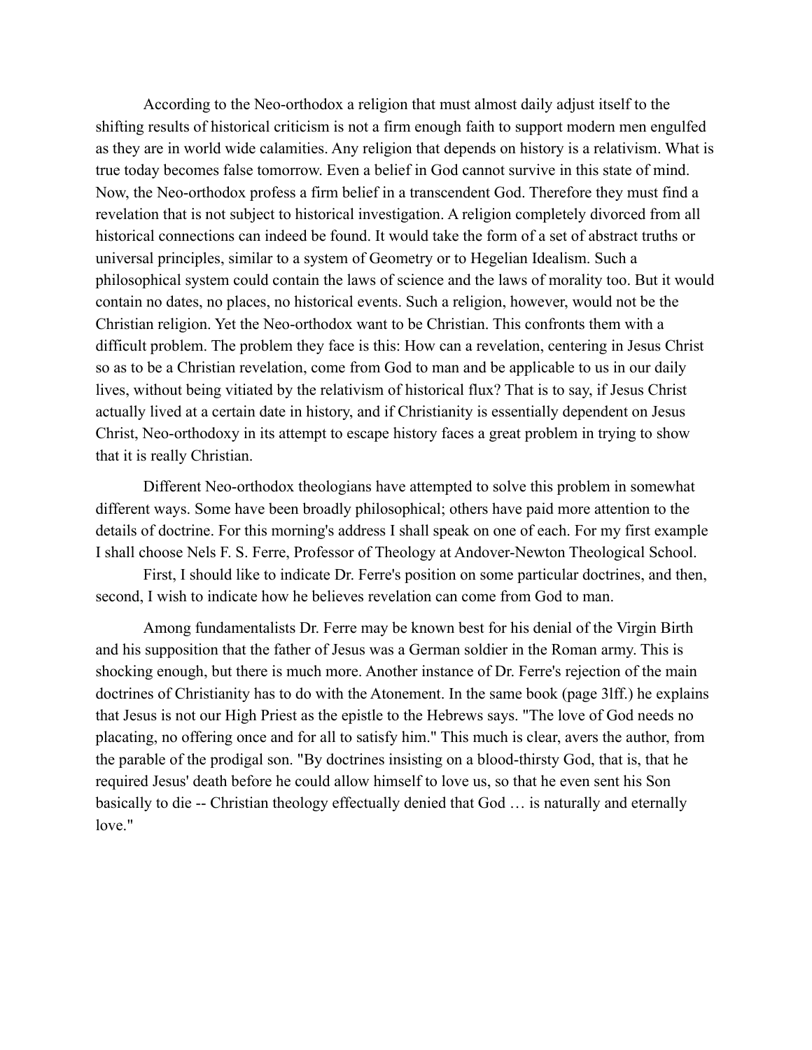According to the Neo-orthodox a religion that must almost daily adjust itself to the shifting results of historical criticism is not a firm enough faith to support modern men engulfed as they are in world wide calamities. Any religion that depends on history is a relativism. What is true today becomes false tomorrow. Even a belief in God cannot survive in this state of mind. Now, the Neo-orthodox profess a firm belief in a transcendent God. Therefore they must find a revelation that is not subject to historical investigation. A religion completely divorced from all historical connections can indeed be found. It would take the form of a set of abstract truths or universal principles, similar to a system of Geometry or to Hegelian Idealism. Such a philosophical system could contain the laws of science and the laws of morality too. But it would contain no dates, no places, no historical events. Such a religion, however, would not be the Christian religion. Yet the Neo-orthodox want to be Christian. This confronts them with a difficult problem. The problem they face is this: How can a revelation, centering in Jesus Christ so as to be a Christian revelation, come from God to man and be applicable to us in our daily lives, without being vitiated by the relativism of historical flux? That is to say, if Jesus Christ actually lived at a certain date in history, and if Christianity is essentially dependent on Jesus Christ, Neo-orthodoxy in its attempt to escape history faces a great problem in trying to show that it is really Christian.

Different Neo-orthodox theologians have attempted to solve this problem in somewhat different ways. Some have been broadly philosophical; others have paid more attention to the details of doctrine. For this morning's address I shall speak on one of each. For my first example I shall choose Nels F. S. Ferre, Professor of Theology at Andover-Newton Theological School.

First, I should like to indicate Dr. Ferre's position on some particular doctrines, and then, second, I wish to indicate how he believes revelation can come from God to man.

Among fundamentalists Dr. Ferre may be known best for his denial of the Virgin Birth and his supposition that the father of Jesus was a German soldier in the Roman army. This is shocking enough, but there is much more. Another instance of Dr. Ferre's rejection of the main doctrines of Christianity has to do with the Atonement. In the same book (page 3lff.) he explains that Jesus is not our High Priest as the epistle to the Hebrews says. "The love of God needs no placating, no offering once and for all to satisfy him." This much is clear, avers the author, from the parable of the prodigal son. "By doctrines insisting on a blood-thirsty God, that is, that he required Jesus' death before he could allow himself to love us, so that he even sent his Son basically to die -- Christian theology effectually denied that God … is naturally and eternally love."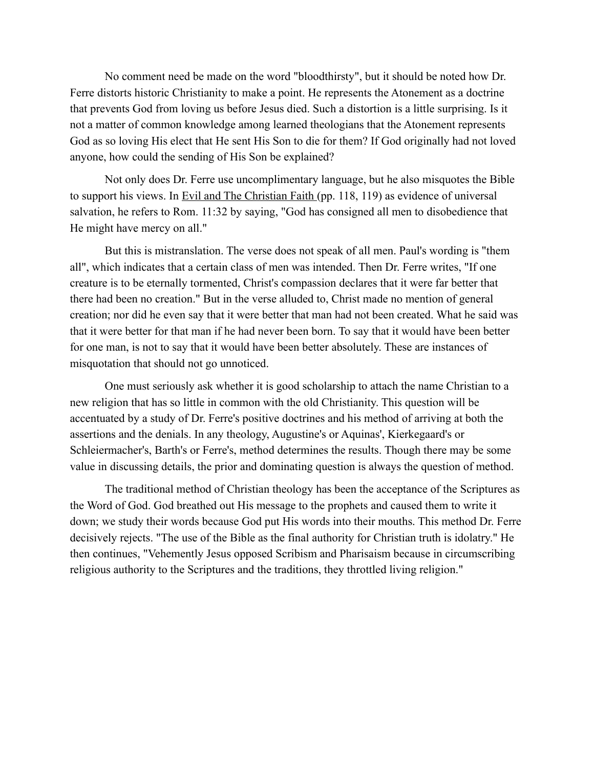No comment need be made on the word "bloodthirsty", but it should be noted how Dr. Ferre distorts historic Christianity to make a point. He represents the Atonement as a doctrine that prevents God from loving us before Jesus died. Such a distortion is a little surprising. Is it not a matter of common knowledge among learned theologians that the Atonement represents God as so loving His elect that He sent His Son to die for them? If God originally had not loved anyone, how could the sending of His Son be explained?

Not only does Dr. Ferre use uncomplimentary language, but he also misquotes the Bible to support his views. In <u>Evil and The Christian Faith</u> (pp. 118, 119) as evidence of universal salvation, he refers to Rom. 11:32 by saying, "God has consigned all men to disobedience that He might have mercy on all."

But this is mistranslation. The verse does not speak of all men. Paul's wording is "them all", which indicates that a certain class of men was intended. Then Dr. Ferre writes, "If one creature is to be eternally tormented, Christ's compassion declares that it were far better that there had been no creation." But in the verse alluded to, Christ made no mention of general creation; nor did he even say that it were better that man had not been created. What he said was that it were better for that man if he had never been born. To say that it would have been better for one man, is not to say that it would have been better absolutely. These are instances of misquotation that should not go unnoticed.

One must seriously ask whether it is good scholarship to attach the name Christian to a new religion that has so little in common with the old Christianity. This question will be accentuated by a study of Dr. Ferre's positive doctrines and his method of arriving at both the assertions and the denials. In any theology, Augustine's or Aquinas', Kierkegaard's or Schleiermacher's, Barth's or Ferre's, method determines the results. Though there may be some value in discussing details, the prior and dominating question is always the question of method.

The traditional method of Christian theology has been the acceptance of the Scriptures as the Word of God. God breathed out His message to the prophets and caused them to write it down; we study their words because God put His words into their mouths. This method Dr. Ferre decisively rejects. "The use of the Bible as the final authority for Christian truth is idolatry." He then continues, "Vehemently Jesus opposed Scribism and Pharisaism because in circumscribing religious authority to the Scriptures and the traditions, they throttled living religion."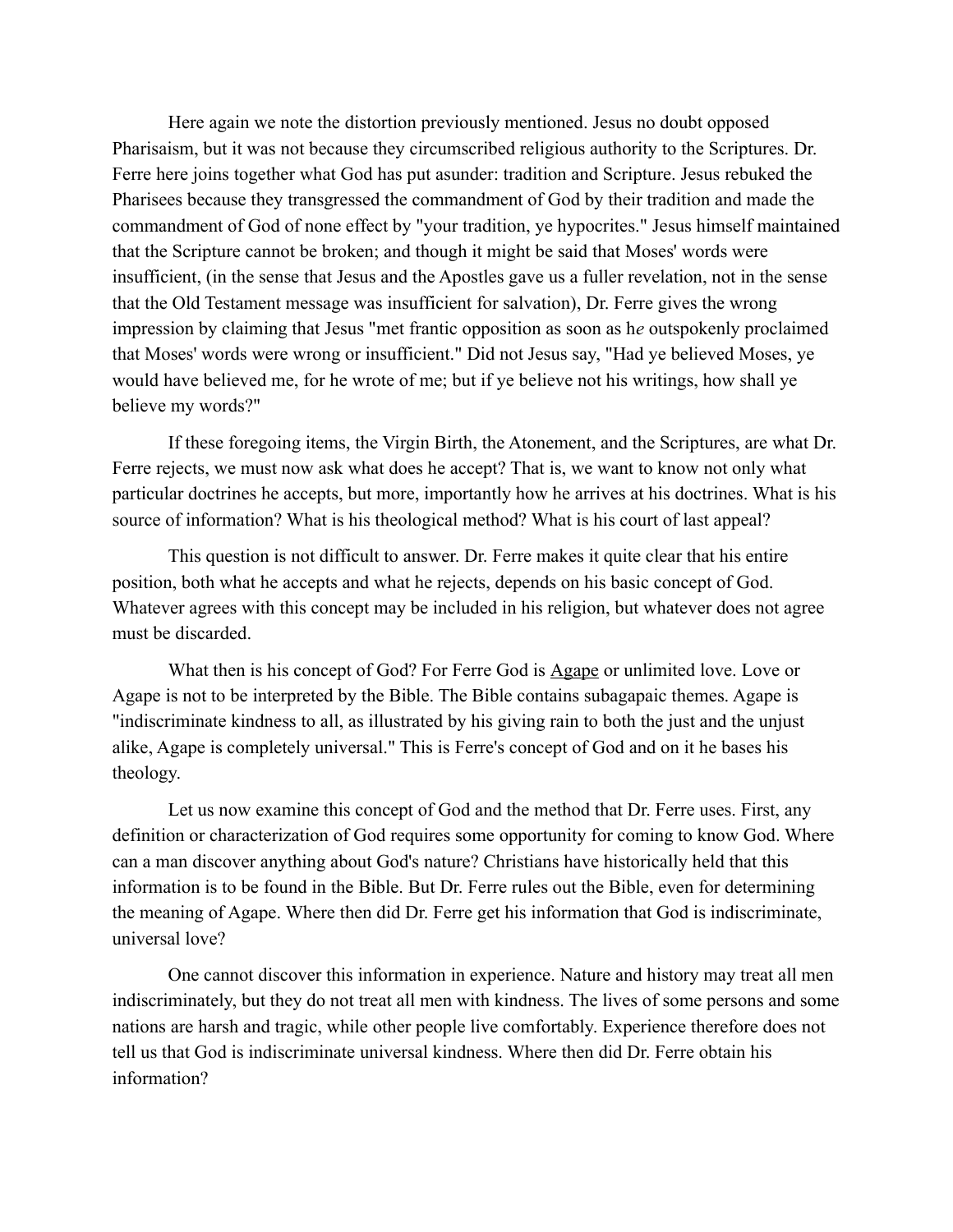Here again we note the distortion previously mentioned. Jesus no doubt opposed Pharisaism, but it was not because they circumscribed religious authority to the Scriptures. Dr. Ferre here joins together what God has put asunder: tradition and Scripture. Jesus rebuked the Pharisees because they transgressed the commandment of God by their tradition and made the commandment of God of none effect by "your tradition, ye hypocrites." Jesus himself maintained that the Scripture cannot be broken; and though it might be said that Moses' words were insufficient, (in the sense that Jesus and the Apostles gave us a fuller revelation, not in the sense that the Old Testament message was insufficient for salvation), Dr. Ferre gives the wrong impression by claiming that Jesus "met frantic opposition as soon as h*e* outspokenly proclaimed that Moses' words were wrong or insufficient." Did not Jesus say, "Had ye believed Moses, ye would have believed me, for he wrote of me; but if ye believe not his writings, how shall ye believe my words?"

If these foregoing items, the Virgin Birth, the Atonement, and the Scriptures, are what Dr. Ferre rejects, we must now ask what does he accept? That is, we want to know not only what particular doctrines he accepts, but more, importantly how he arrives at his doctrines. What is his source of information? What is his theological method? What is his court of last appeal?

This question is not difficult to answer. Dr. Ferre makes it quite clear that his entire position, both what he accepts and what he rejects, depends on his basic concept of God. Whatever agrees with this concept may be included in his religion, but whatever does not agree must be discarded.

What then is his concept of God? For Ferre God is <u>Agape</u> or unlimited love. Love or Agape is not to be interpreted by the Bible. The Bible contains subagapaic themes. Agape is "indiscriminate kindness to all, as illustrated by his giving rain to both the just and the unjust alike, Agape is completely universal." This is Ferre's concept of God and on it he bases his theology.

Let us now examine this concept of God and the method that Dr. Ferre uses. First, any definition or characterization of God requires some opportunity for coming to know God. Where can a man discover anything about God's nature? Christians have historically held that this information is to be found in the Bible. But Dr. Ferre rules out the Bible, even for determining the meaning of Agape. Where then did Dr. Ferre get his information that God is indiscriminate, universal love?

One cannot discover this information in experience. Nature and history may treat all men indiscriminately, but they do not treat all men with kindness. The lives of some persons and some nations are harsh and tragic, while other people live comfortably. Experience therefore does not tell us that God is indiscriminate universal kindness. Where then did Dr. Ferre obtain his information?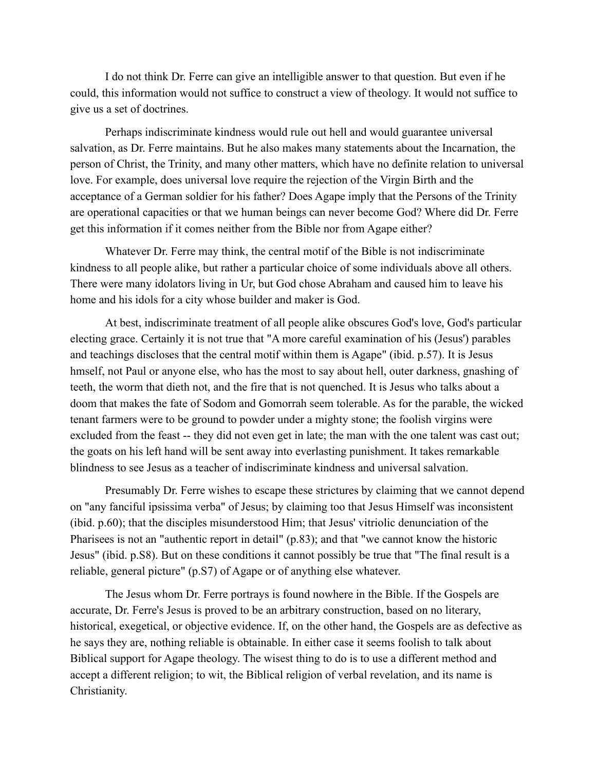I do not think Dr. Ferre can give an intelligible answer to that question. But even if he could, this information would not suffice to construct a view of theology. It would not suffice to give us a set of doctrines.

Perhaps indiscriminate kindness would rule out hell and would guarantee universal salvation, as Dr. Ferre maintains. But he also makes many statements about the Incarnation, the person of Christ, the Trinity, and many other matters, which have no definite relation to universal love. For example, does universal love require the rejection of the Virgin Birth and the acceptance of a German soldier for his father? Does Agape imply that the Persons of the Trinity are operational capacities or that we human beings can never become God? Where did Dr. Ferre get this information if it comes neither from the Bible nor from Agape either?

Whatever Dr. Ferre may think, the central motif of the Bible is not indiscriminate kindness to all people alike, but rather a particular choice of some individuals above all others. There were many idolators living in Ur, but God chose Abraham and caused him to leave his home and his idols for a city whose builder and maker is God.

At best, indiscriminate treatment of all people alike obscures God's love, God's particular electing grace. Certainly it is not true that "A more careful examination of his (Jesus') parables and teachings discloses that the central motif within them is Agape" (ibid. p.57). It is Jesus hmself, not Paul or anyone else, who has the most to say about hell, outer darkness, gnashing of teeth, the worm that dieth not, and the fire that is not quenched. It is Jesus who talks about a doom that makes the fate of Sodom and Gomorrah seem tolerable. As for the parable, the wicked tenant farmers were to be ground to powder under a mighty stone; the foolish virgins were excluded from the feast -- they did not even get in late; the man with the one talent was cast out; the goats on his left hand will be sent away into everlasting punishment. It takes remarkable blindness to see Jesus as a teacher of indiscriminate kindness and universal salvation.

Presumably Dr. Ferre wishes to escape these strictures by claiming that we cannot depend on "any fanciful ipsissima verba" of Jesus; by claiming too that Jesus Himself was inconsistent (ibid. p.60); that the disciples misunderstood Him; that Jesus' vitriolic denunciation of the Pharisees is not an "authentic report in detail" (p.83); and that "we cannot know the historic Jesus" (ibid. p.S8). But on these conditions it cannot possibly be true that "The final result is a reliable, general picture" (p.S7) of Agape or of anything else whatever.

The Jesus whom Dr. Ferre portrays is found nowhere in the Bible. If the Gospels are accurate, Dr. Ferre's Jesus is proved to be an arbitrary construction, based on no literary, historical, exegetical, or objective evidence. If, on the other hand, the Gospels are as defective as he says they are, nothing reliable is obtainable. In either case it seems foolish to talk about Biblical support for Agape theology. The wisest thing to do is to use a different method and accept a different religion; to wit, the Biblical religion of verbal revelation, and its name is Christianity.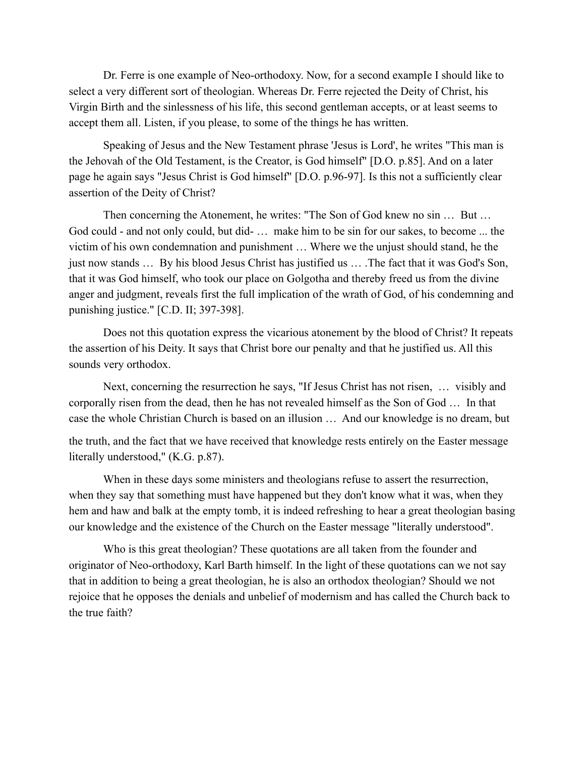Dr. Ferre is one example of Neo-orthodoxy. Now, for a second example I should like to select a very different sort of theologian. Whereas Dr. Ferre rejected the Deity of Christ, his Virgin Birth and the sinlessness of his life, this second gentleman accepts, or at least seems to accept them all. Listen, if you please, to some of the things he has written.

Speaking of Jesus and the New Testament phrase 'Jesus is Lord', he writes "This man is the Jehovah of the Old Testament, is the Creator, is God himself" [D.O. p.85]. And on a later page he again says "Jesus Christ is God himself" [D.O. p.96-97]. Is this not a sufficiently clear assertion of the Deity of Christ?

Then concerning the Atonement, he writes: "The Son of God knew no sin … But … God could - and not only could, but did- … make him to be sin for our sakes, to become ... the victim of his own condemnation and punishment … Where we the unjust should stand, he the just now stands … By his blood Jesus Christ has justified us … .The fact that it was God's Son, that it was God himself, who took our place on Golgotha and thereby freed us from the divine anger and judgment, reveals first the full implication of the wrath of God, of his condemning and punishing justice." [C.D. II; 397-398].

Does not this quotation express the vicarious atonement by the blood of Christ? It repeats the assertion of his Deity. It says that Christ bore our penalty and that he justified us. All this sounds very orthodox.

Next, concerning the resurrection he says, "If Jesus Christ has not risen, … visibly and corporally risen from the dead, then he has not revealed himself as the Son of God … In that case the whole Christian Church is based on an illusion … And our knowledge is no dream, but the truth, and the fact that we have received that knowledge rests entirely on the Easter message literally understood," (K.G. p.87).

When in these days some ministers and theologians refuse to assert the resurrection, when they say that something must have happened but they don't know what it was, when they hem and haw and balk at the empty tomb, it is indeed refreshing to hear a great theologian basing our knowledge and the existence of the Church on the Easter message "literally understood".

Who is this great theologian? These quotations are all taken from the founder and originator of Neo-orthodoxy, Karl Barth himself. In the light of these quotations can we not say that in addition to being a great theologian, he is also an orthodox theologian? Should we not rejoice that he opposes the denials and unbelief of modernism and has called the Church back to the true faith?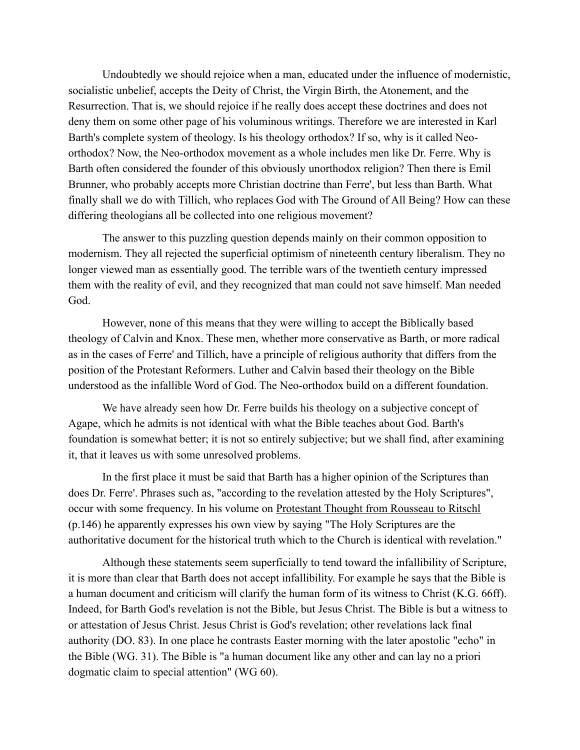Undoubtedly we should rejoice when a man, educated under the influence of modernistic, socialistic unbelief, accepts the Deity of Christ, the Virgin Birth, the Atonement, and the Resurrection. That is, we should rejoice if he really does accept these doctrines and does not deny them on some other page of his voluminous writings. Therefore we are interested in Karl Barth's complete system of theology. Is his theology orthodox? If so, why is it called Neo-orthodox? Now, the Neo-orthodox movement as a whole includes men like Dr. Ferre. Why is Barth often considered the founder of this obviously unorthodox religion? Then there is Emil Brunner, who probably accepts more Christian doctrine than Ferre', but less than Barth. What finally shall we do with Tillich, who replaces God with The Ground of All Being? How can these differing theologians all be collected into one religious movement?

The answer to this puzzling question depends mainly on their common opposition to modernism. They all rejected the superficial optimism of nineteenth century liberalism. They no longer viewed man as essentially good. The terrible wars of the twentieth century impressed them with the reality of evil, and they recognized that man could not save himself. Man needed God.

However, none of this means that they were willing to accept the Biblically based theology of Calvin and Knox. These men, whether more conservative as Barth, or more radical as in the cases of Ferre' and Tillich, have a principle of religious authority that differs from the position of the Protestant Reformers. Luther and Calvin based their theology on the Bible understood as the infallible Word of God. The Neo-orthodox build on a different foundation.

We have already seen how Dr. Ferre builds his theology on a subjective concept of Agape, which he admits is not identical with what the Bible teaches about God. Barth's foundation is somewhat better; it is not so entirely subjective; but we shall find, after examining it, that it leaves us with some unresolved problems.

In the first place it must be said that Barth has a higher opinion of the Scriptures than does Dr. Ferre'. Phrases such as, "according to the revelation attested by the Holy Scriptures", occur with some frequency. In his volume on <u>Protestant Thought from Rousseau to Ritschl</u> (p.146) he apparently expresses his own view by saying "The Holy Scriptures are the authoritative document for the historical truth which to the Church is identical with revelation."

Although these statements seem superficially to tend toward the infallibility of Scripture, it is more than clear that Barth does not accept infallibility. For example he says that the Bible is a human document and criticism will clarify the human form of its witness to Christ (K.G. 66ff). Indeed, for Barth God's revelation is not the Bible, but Jesus Christ. The Bible is but a witness to or attestation of Jesus Christ. Jesus Christ is God's revelation; other revelations lack final authority (DO. 83). In one place he contrasts Easter morning with the later apostolic "echo" in the Bible (WG. 31). The Bible is "a human document like any other and can lay no a priori dogmatic claim to special attention" (WG 60).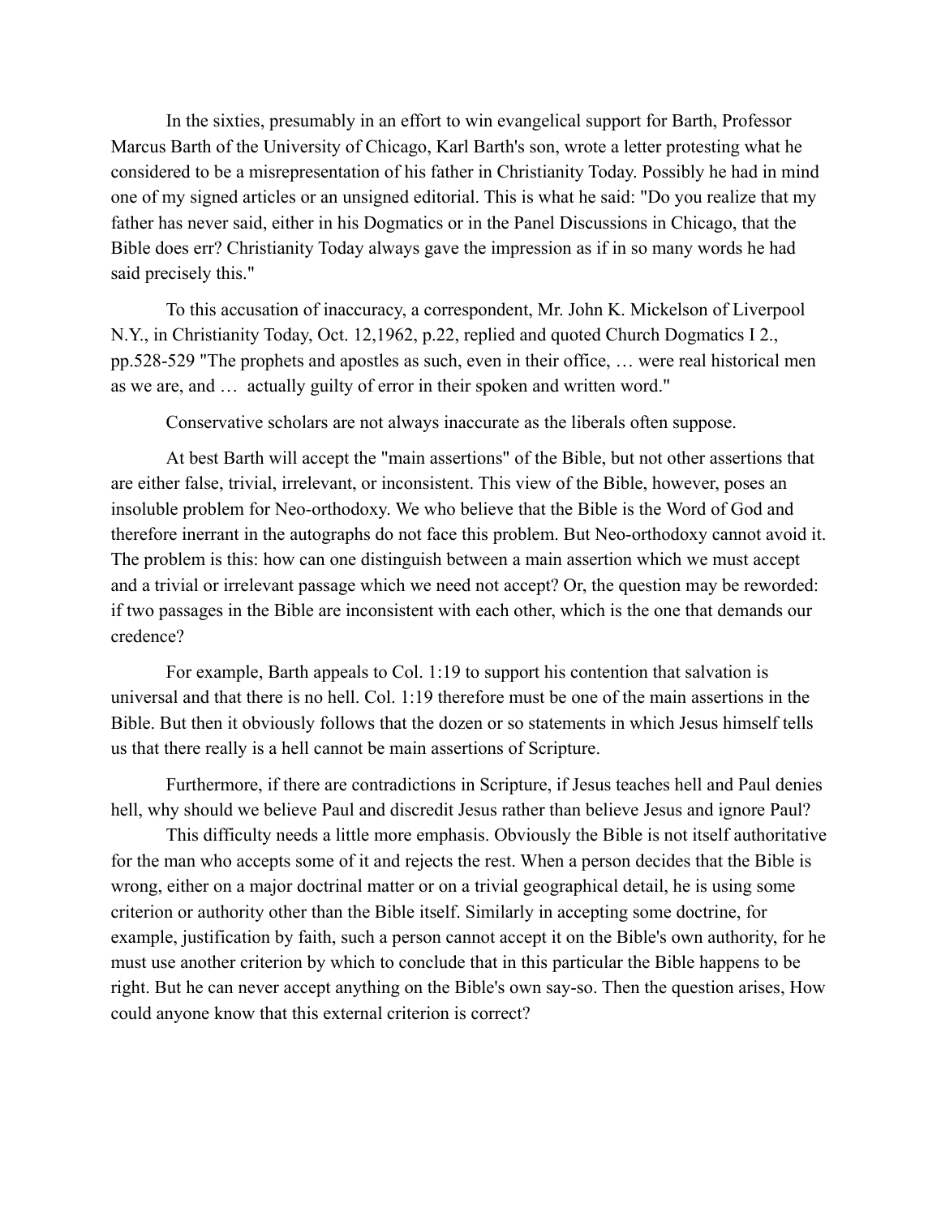In the sixties, presumably in an effort to win evangelical support for Barth, Professor Marcus Barth of the University of Chicago, Karl Barth's son, wrote a letter protesting what he considered to be a misrepresentation of his father in Christianity Today. Possibly he had in mind one of my signed articles or an unsigned editorial. This is what he said: "Do you realize that my father has never said, either in his Dogmatics or in the Panel Discussions in Chicago, that the Bible does err? Christianity Today always gave the impression as if in so many words he had said precisely this."

To this accusation of inaccuracy, a correspondent, Mr. John K. Mickelson of Liverpool N.Y., in Christianity Today, Oct. 12,1962, p.22, replied and quoted Church Dogmatics I 2., pp.528-529 "The prophets and apostles as such, even in their office, … were real historical men as we are, and … actually guilty of error in their spoken and written word."

Conservative scholars are not always inaccurate as the liberals often suppose.

At best Barth will accept the "main assertions" of the Bible, but not other assertions that are either false, trivial, irrelevant, or inconsistent. This view of the Bible, however, poses an insoluble problem for Neo-orthodoxy. We who believe that the Bible is the Word of God and therefore inerrant in the autographs do not face this problem. But Neo-orthodoxy cannot avoid it. The problem is this: how can one distinguish between a main assertion which we must accept and a trivial or irrelevant passage which we need not accept? Or, the question may be reworded: if two passages in the Bible are inconsistent with each other, which is the one that demands our credence?

For example, Barth appeals to Col. 1:19 to support his contention that salvation is universal and that there is no hell. Col. 1:19 therefore must be one of the main assertions in the Bible. But then it obviously follows that the dozen or so statements in which Jesus himself tells us that there really is a hell cannot be main assertions of Scripture.

Furthermore, if there are contradictions in Scripture, if Jesus teaches hell and Paul denies hell, why should we believe Paul and discredit Jesus rather than believe Jesus and ignore Paul?

This difficulty needs a little more emphasis. Obviously the Bible is not itself authoritative for the man who accepts some of it and rejects the rest. When a person decides that the Bible is wrong, either on a major doctrinal matter or on a trivial geographical detail, he is using some criterion or authority other than the Bible itself. Similarly in accepting some doctrine, for example, justification by faith, such a person cannot accept it on the Bible's own authority, for he must use another criterion by which to conclude that in this particular the Bible happens to be right. But he can never accept anything on the Bible's own say-so. Then the question arises, How could anyone know that this external criterion is correct?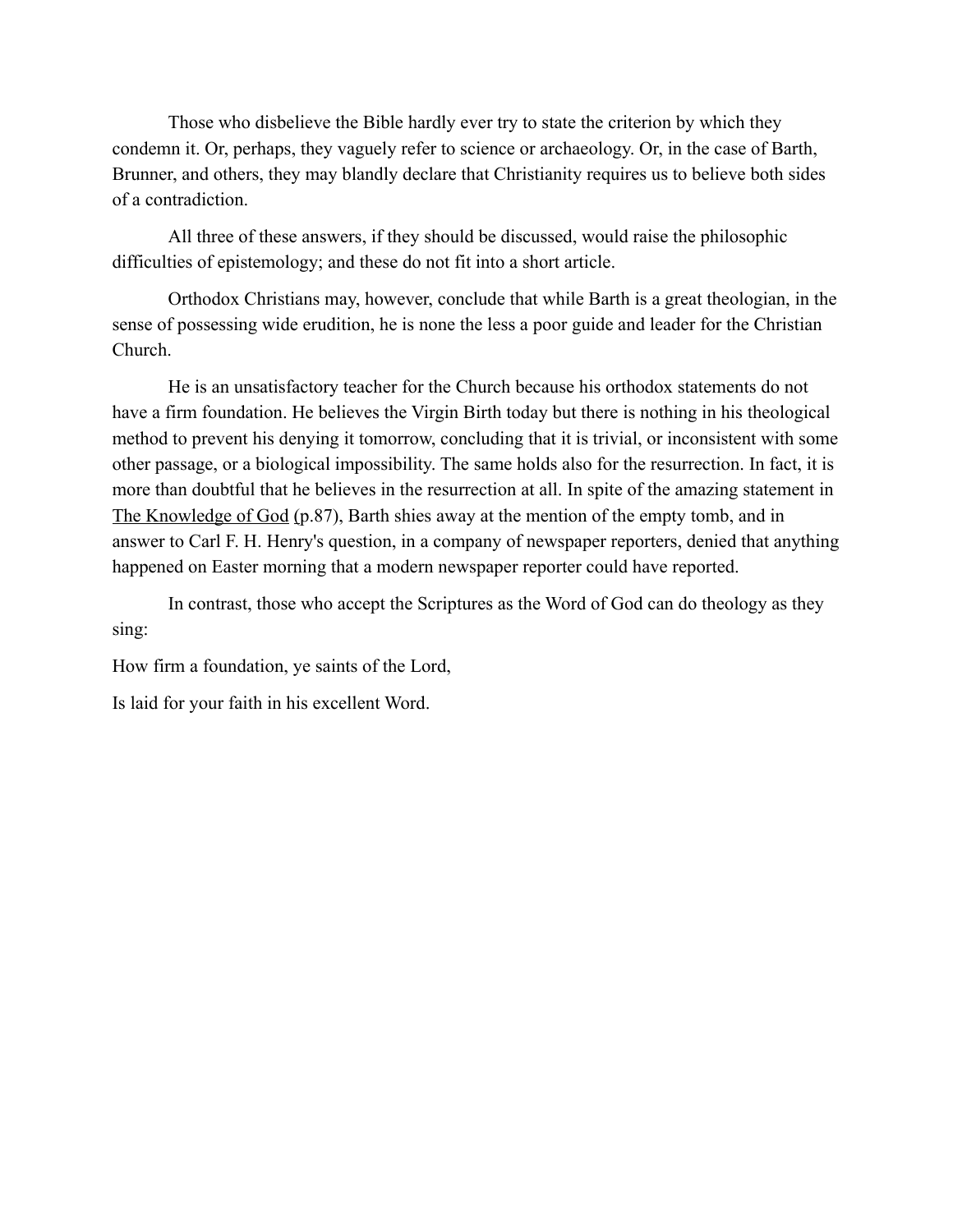Those who disbelieve the Bible hardly ever try to state the criterion by which they condemn it. Or, perhaps, they vaguely refer to science or archaeology. Or, in the case of Barth, Brunner, and others, they may blandly declare that Christianity requires us to believe both sides of a contradiction.

All three of these answers, if they should be discussed, would raise the philosophic difficulties of epistemology; and these do not fit into a short article.

Orthodox Christians may, however, conclude that while Barth is a great theologian, in the sense of possessing wide erudition, he is none the less a poor guide and leader for the Christian Church.

He is an unsatisfactory teacher for the Church because his orthodox statements do not have a firm foundation. He believes the Virgin Birth today but there is nothing in his theological method to prevent his denying it tomorrow, concluding that it is trivial, or inconsistent with some other passage, or a biological impossibility. The same holds also for the resurrection. In fact, it is more than doubtful that he believes in the resurrection at all. In spite of the amazing statement in The Knowledge of God (p.87), Barth shies away at the mention of the empty tomb, and in answer to Carl F. H. Henry's question, in a company of newspaper reporters, denied that anything happened on Easter morning that a modern newspaper reporter could have reported.

In contrast, those who accept the Scriptures as the Word of God can do theology as they sing:

How firm a foundation, ye saints of the Lord,

Is laid for your faith in his excellent Word.